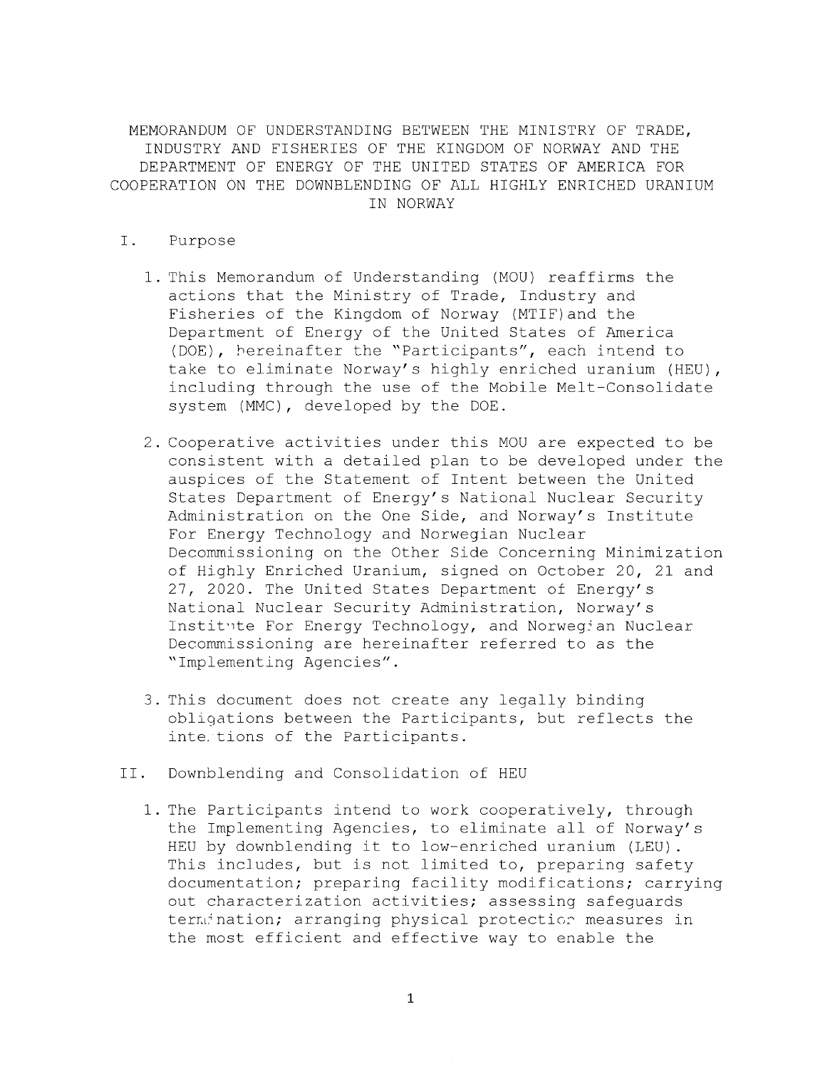# MEMORANDUM OF UNDERSTANDING BETWEEN THE MINISTRY OF TRADE, INDUSTRY AND FISHERIES OF THE KINGDOM OF NORWAY AND THE DEPARTMENT OF ENERGY OF THE UNITED STATES OF AMERICA FOR COOPERATION ON THE DOWNBLENDING OF ALL HIGHLY ENRICHED URANIUM IN NORWAY

## I. Purpose

1. This Memorandum of Understanding (MOU) reaffirms the actions that the Ministry of Trade, Industry and Fisheries of the Kingdom of Norway (MTIF) and the Department of Energy of the United States of America (DOE), hereinafter the "Participants", each intend to take to eliminate Norway's highly enriched uranium (HEU), including through the use of the Mobile Melt-Consolidate system (MMC), developed by the DOE.

2. Cooperative activities under this MOU are expected to be consistent with a detailed plan to be developed under the auspices of the Statement of Intent between the United States Department of Energy's National Nuclear Security Administration on the One Side, and Norway's Institute For Energy Technology and Norwegian Nuclear Decommissioning on the Other Side Concerning Minimization of Highly Enriched Uranium, signed on October 20, 21 and 27, 2020. The United States Department of Energy's National Nuclear Security Administration, Norway's Institute For Energy Technology, and Norwegian Nuclear Decommissioning are hereinafter referred to as the "Implementing Agencies".

3. This document does not create any legally binding obligations between the Participants, but reflects the intentions of the Participants.

## II. Downblending and Consolidation of HEU

1. The Participants intend to work cooperatively, through the Implementing Agencies, to eliminate all of Norway's HEU by downblending it to low-enriched uranium (LEU). This includes, but is not limited to, preparing safety documentation; preparing facility modifications; carrying out characterization activities; assessing safeguards termination; arranging physical protection measures in the most efficient and effective way to enable the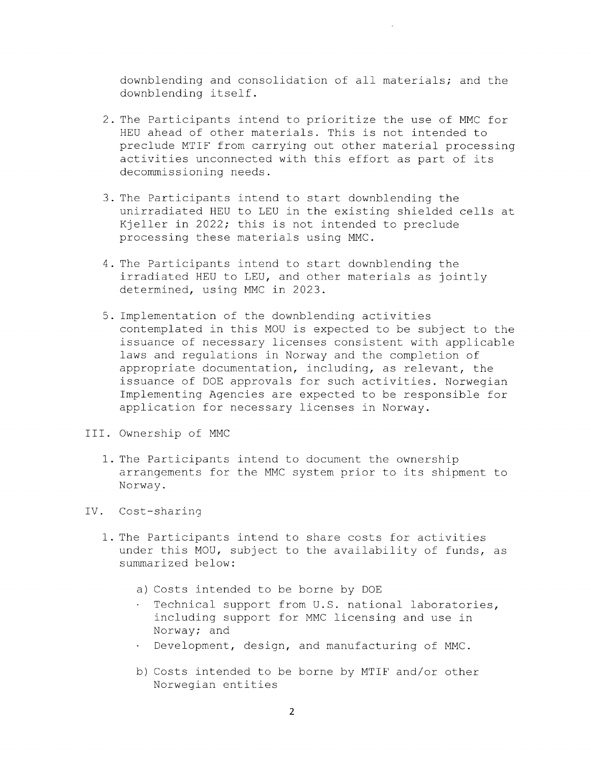downblending and consolidation of all materials; and the downblending itself.

2. The Participants intend to prioritize the use of MMC for HEU ahead of other materials. This is not intended to preclude MTIF from carrying out other material processing activities unconnected with this effort as part of its decommissioning needs.

3. The Participants intend to start downblending the unirradiated HEU to LEU in the existing shielded cells at Kjeller in 2022; this is not intended to preclude processing these materials using MMC.

4. The Participants intend to start downblending the irradiated HEU to LEU, and other materials as jointly determined, using MMC in 2023.

5. Implementation of the downblending activities contemplated in this MOU is expected to be subject to the issuance of necessary licenses consistent with applicable laws and regulations in Norway and the completion of appropriate documentation, including, as relevant, the issuance of DOE approvals for such activities. Norwegian Implementing Agencies are expected to be responsible for application for necessary licenses in Norway.

III. Ownership of MMC

1. The Participants intend to document the ownership arrangements for the MMC system prior to its shipment to Norway.

IV. Cost-sharing

1. The Participants intend to share costs for activities under this MOU, subject to the availability of funds, as summarized below:

   a) Costs intended to be borne by DOE
      - Technical support from U.S. national laboratories, including support for MMC licensing and use in Norway; and
      - Development, design, and manufacturing of MMC.

   b) Costs intended to be borne by MTIF and/or other Norwegian entities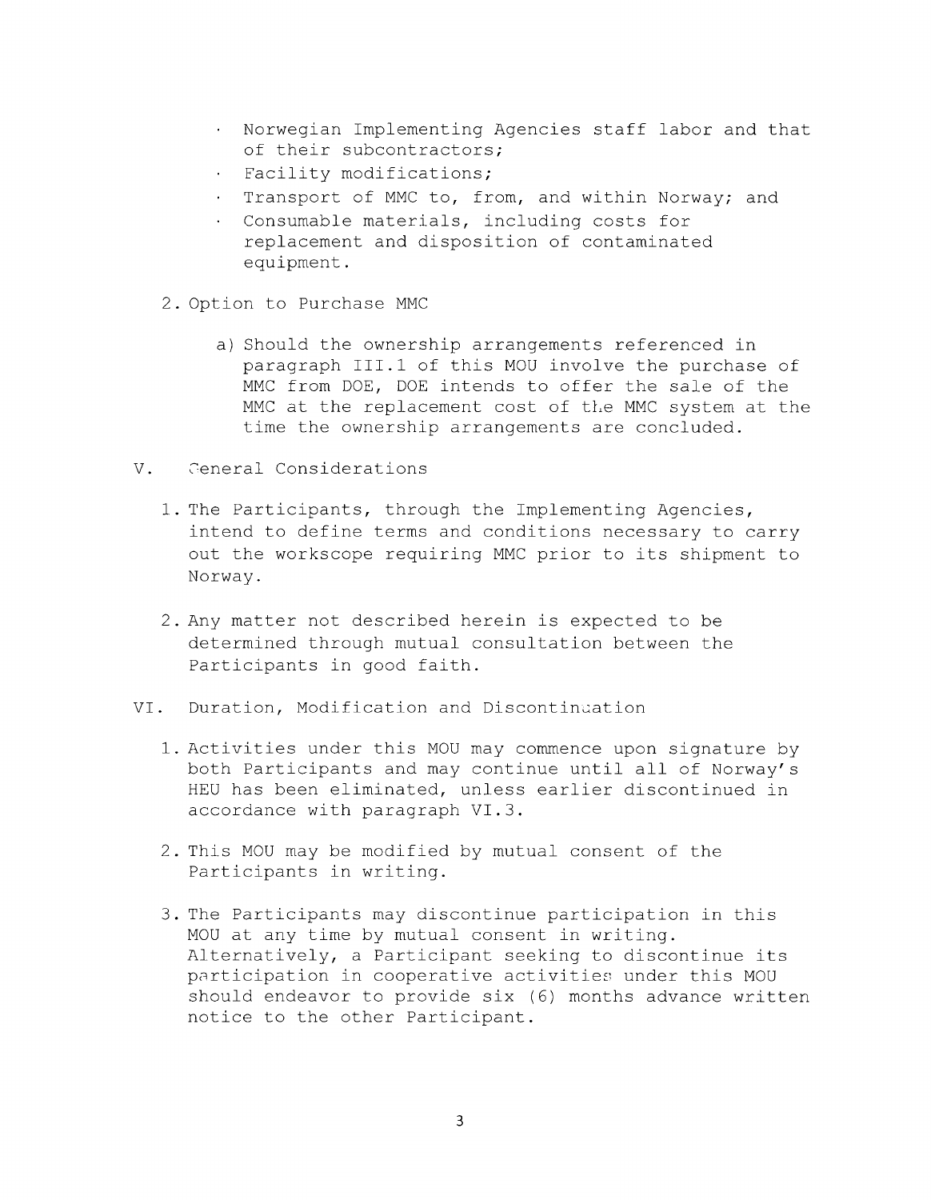- Norwegian Implementing Agencies staff labor and that of their subcontractors;
- Facility modifications;
- Transport of MMC to, from, and within Norway; and
- Consumable materials, including costs for replacement and disposition of contaminated equipment.

2. Option to Purchase MMC

   a) Should the ownership arrangements referenced in paragraph III.1 of this MOU involve the purchase of MMC from DOE, DOE intends to offer the sale of the MMC at the replacement cost of the MMC system at the time the ownership arrangements are concluded.

## V. General Considerations

1. The Participants, through the Implementing Agencies, intend to define terms and conditions necessary to carry out the workscope requiring MMC prior to its shipment to Norway.

2. Any matter not described herein is expected to be determined through mutual consultation between the Participants in good faith.

## VI. Duration, Modification and Discontinuation

1. Activities under this MOU may commence upon signature by both Participants and may continue until all of Norway's HEU has been eliminated, unless earlier discontinued in accordance with paragraph VI.3.

2. This MOU may be modified by mutual consent of the Participants in writing.

3. The Participants may discontinue participation in this MOU at any time by mutual consent in writing. Alternatively, a Participant seeking to discontinue its participation in cooperative activities under this MOU should endeavor to provide six (6) months advance written notice to the other Participant.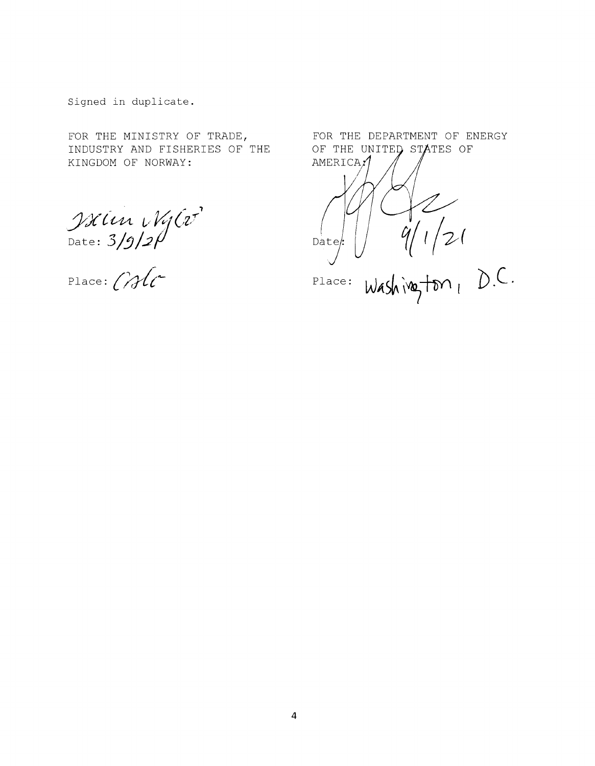Signed in duplicate.

FOR THE MINISTRY OF TRADE, INDUSTRY AND FISHERIES OF THE KINGDOM OF NORWAY:

Date: 3/9/21

Place: Oslo

FOR THE DEPARTMENT OF ENERGY OF THE UNITED STATES OF AMERICA:

Date: 9/1/21

Place: Washington, D.C.